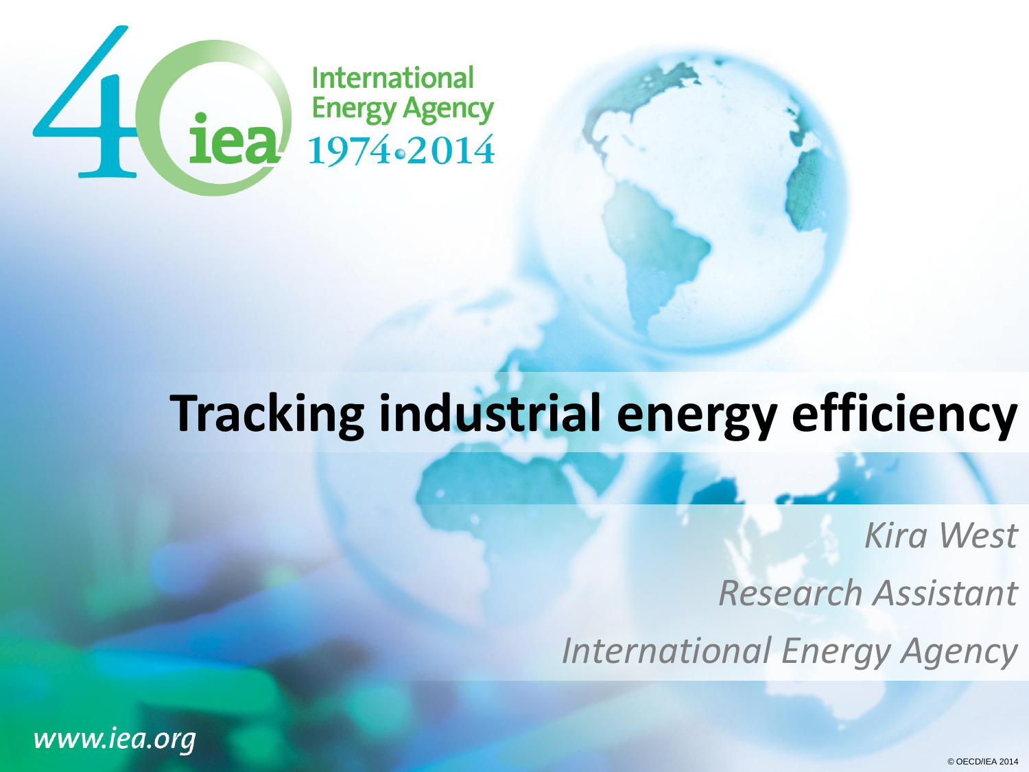International Energy Agency 1974-2014

# Tracking industrial energy efficiency

*Kira West*

*Research Assistant*

*International Energy Agency*

www.iea.org

© OECD/IEA 2014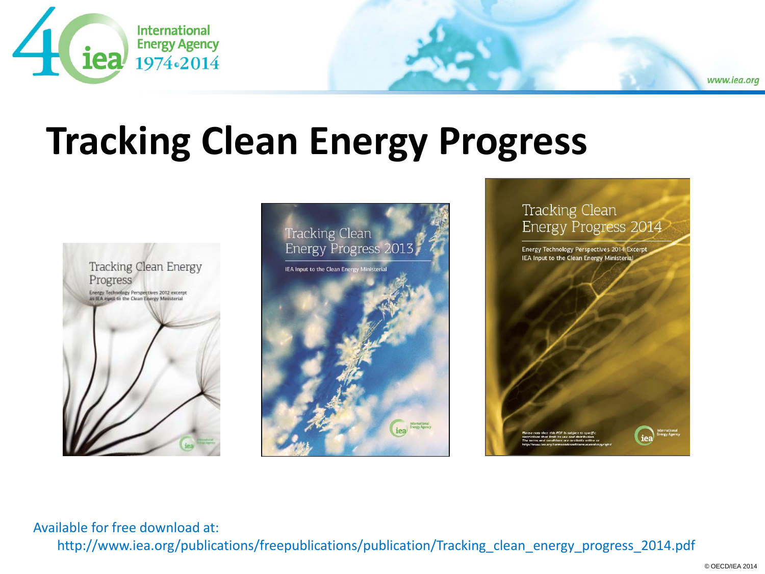# Tracking Clean Energy Progress

Tracking Clean Energy Progress

Energy Technology Perspectives 2012 excerpt as IEA input to the Clean Energy Ministerial

Tracking Clean Energy Progress 2013

IEA Input to the Clean Energy Ministerial

Tracking Clean Energy Progress 2014

Energy Technology Perspectives 2014 Excerpt
IEA Input to the Clean Energy Ministerial

Available for free download at:

http://www.iea.org/publications/freepublications/publication/Tracking_clean_energy_progress_2014.pdf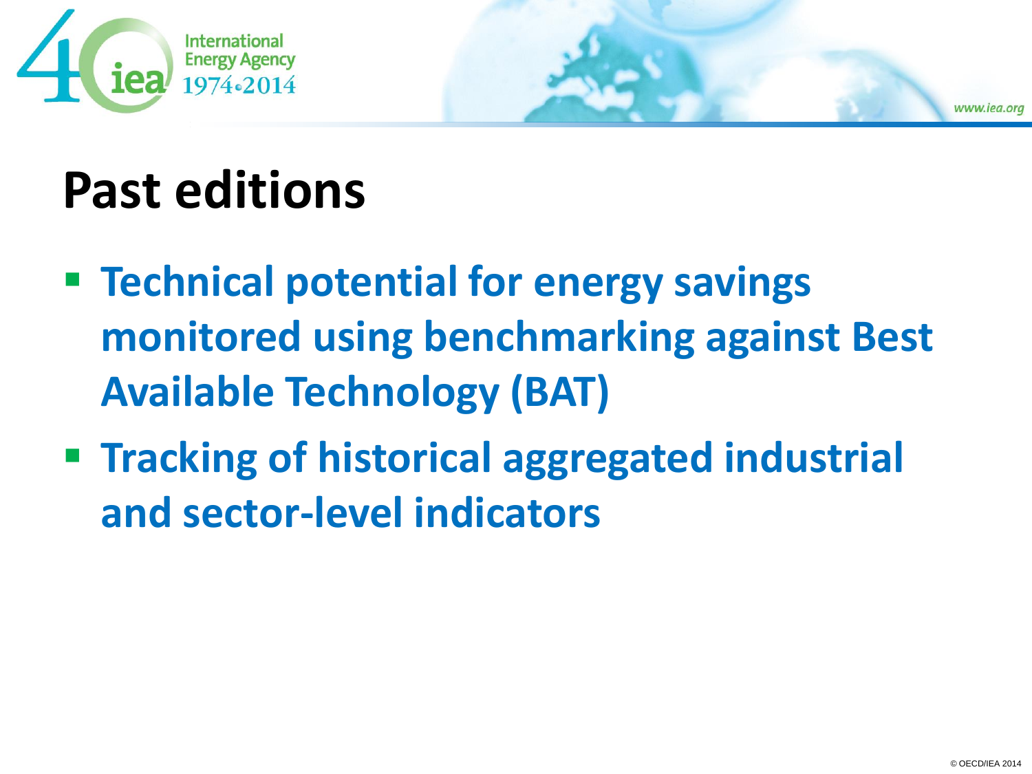# Past editions

- **Technical potential for energy savings monitored using benchmarking against Best Available Technology (BAT)**
- **Tracking of historical aggregated industrial and sector-level indicators**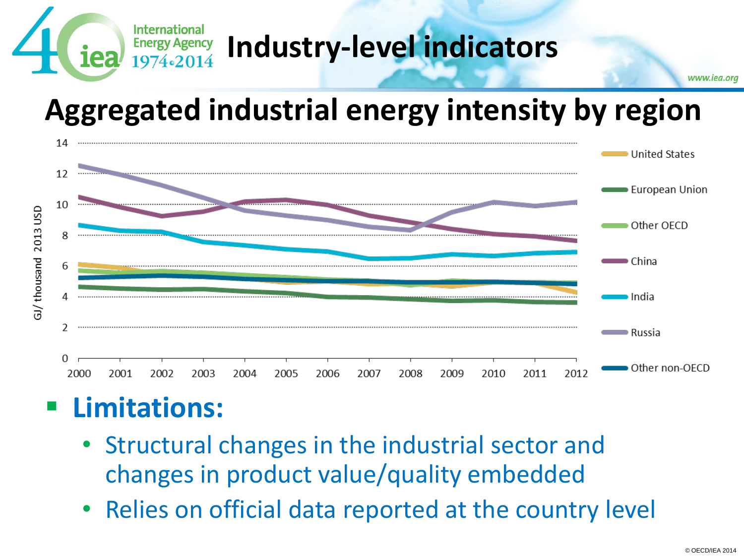# Industry-level indicators

## Aggregated industrial energy intensity by region

- **Limitations:**
  - Structural changes in the industrial sector and changes in product value/quality embedded
  - Relies on official data reported at the country level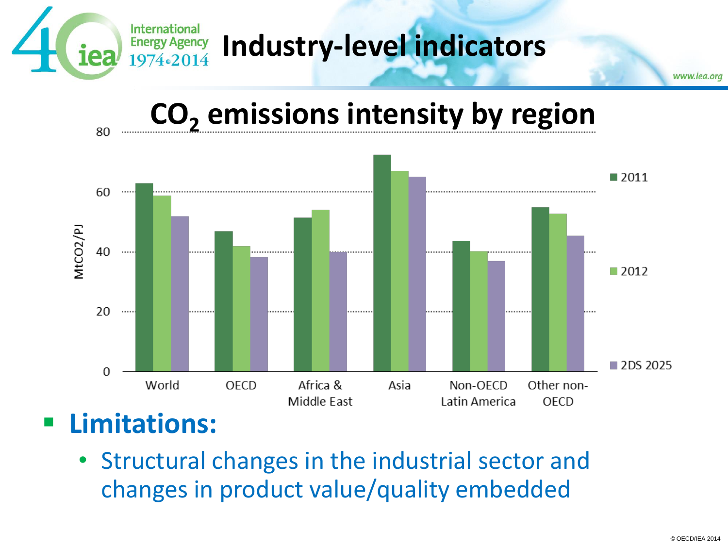# Industry-level indicators

## $CO_2$ emissions intensity by region

| Region | 2011 | 2012 | 2DS 2025 |
|---|---|---|---|
| World | ~63 | ~59 | ~52 |
| OECD | ~47 | ~42 | ~38 |
| Africa & Middle East | ~51 | ~54 | ~40 |
| Asia | ~72 | ~67 | ~65 |
| Non-OECD Latin America | ~43 | ~40 | ~37 |
| Other non-OECD | ~55 | ~53 | ~45 |

Y-axis: MtCO2/PJ (0–80)

- **Limitations:**
  - Structural changes in the industrial sector and changes in product value/quality embedded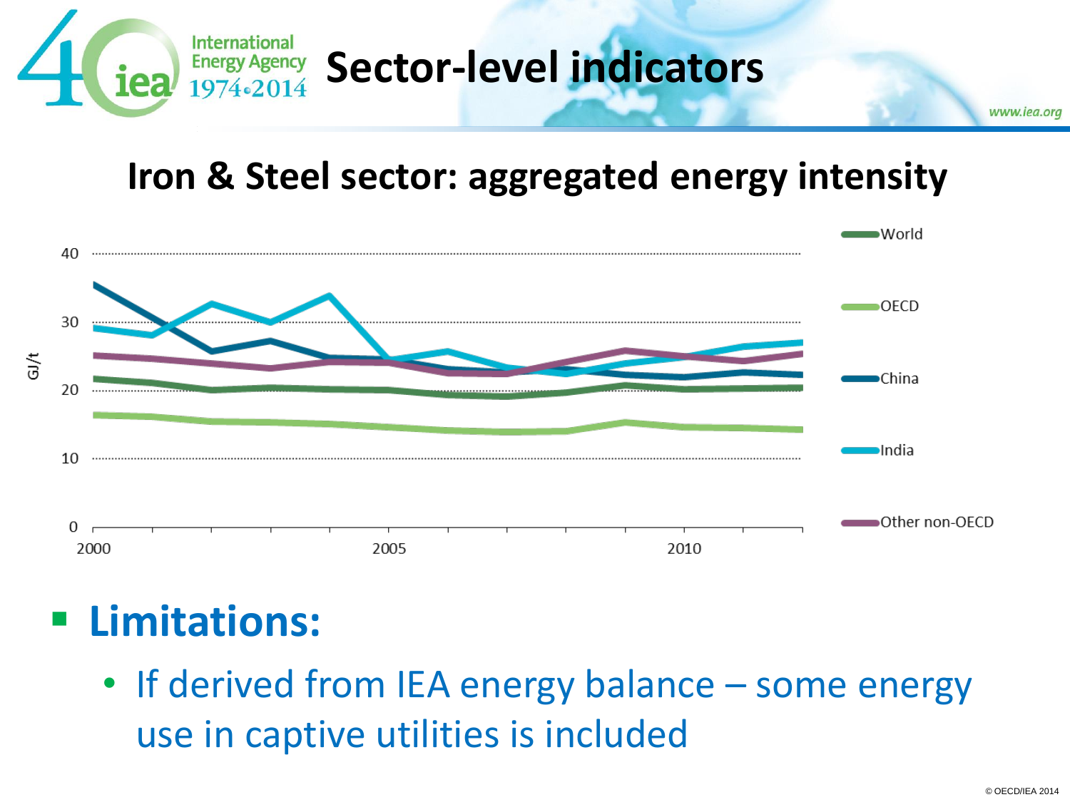# Sector-level indicators

## Iron & Steel sector: aggregated energy intensity

- **Limitations:**
  - If derived from IEA energy balance – some energy use in captive utilities is included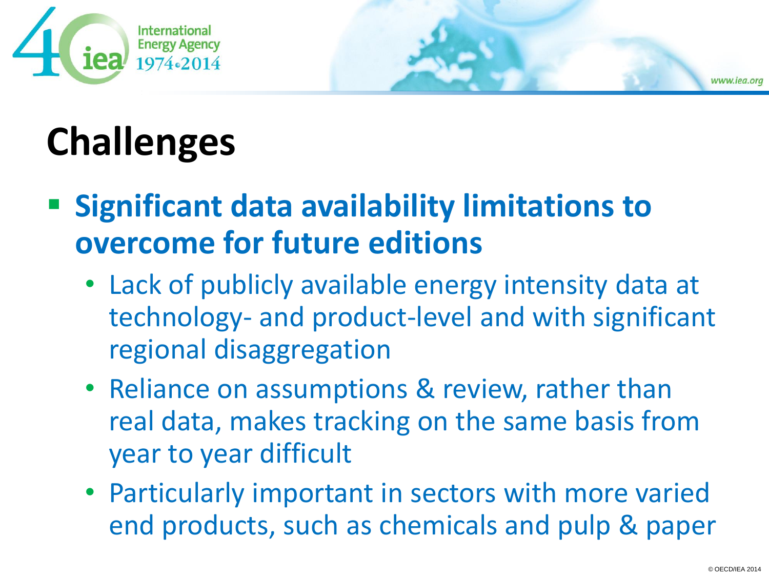# Challenges

- **Significant data availability limitations to overcome for future editions**
  - Lack of publicly available energy intensity data at technology- and product-level and with significant regional disaggregation
  - Reliance on assumptions & review, rather than real data, makes tracking on the same basis from year to year difficult
  - Particularly important in sectors with more varied end products, such as chemicals and pulp & paper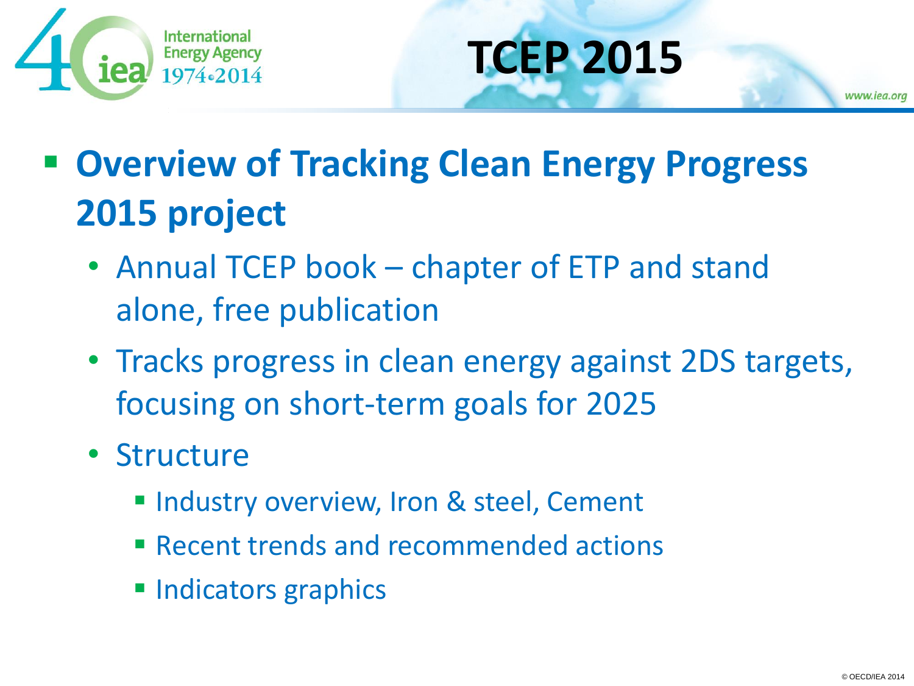# TCEP 2015

- **Overview of Tracking Clean Energy Progress 2015 project**
  - Annual TCEP book – chapter of ETP and stand alone, free publication
  - Tracks progress in clean energy against 2DS targets, focusing on short-term goals for 2025
  - Structure
    - Industry overview, Iron & steel, Cement
    - Recent trends and recommended actions
    - Indicators graphics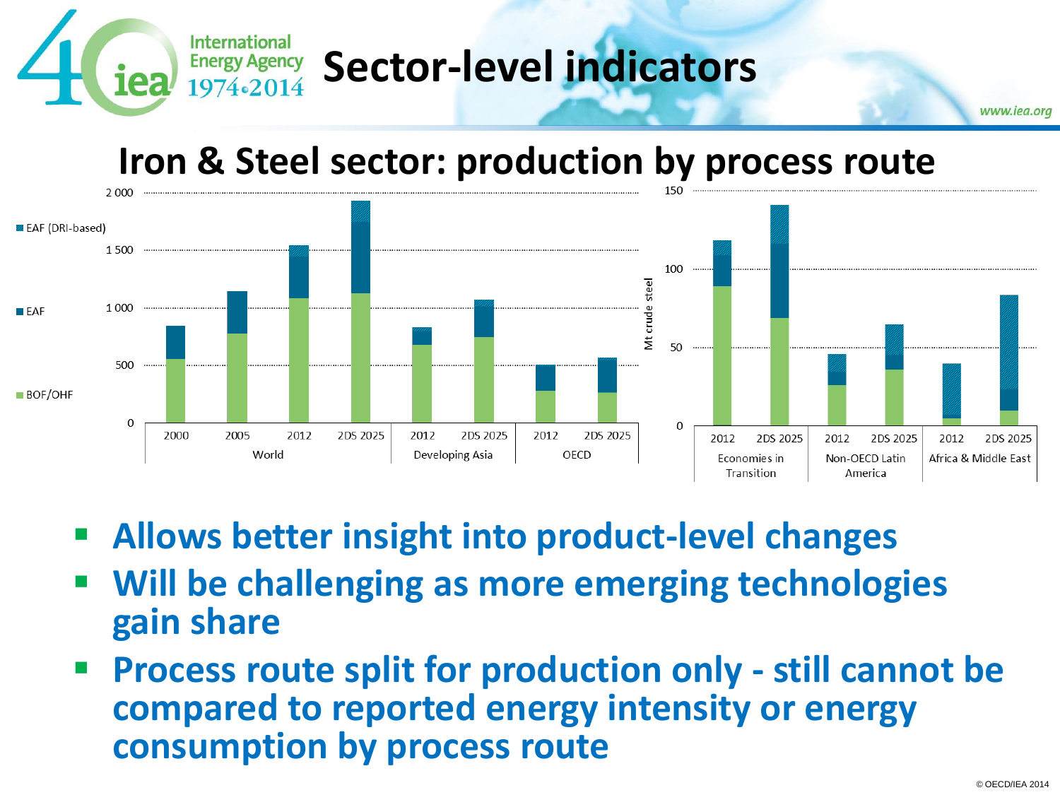# Sector-level indicators

## Iron & Steel sector: production by process route

- EAF (DRI-based)
- EAF
- BOF/OHF

Left chart (y-axis: 0 – 2 000): World (2000, 2005, 2012, 2DS 2025); Developing Asia (2012, 2DS 2025); OECD (2012, 2DS 2025)

Right chart (y-axis: Mt crude steel, 0 – 150): Economies in Transition (2012, 2DS 2025); Non-OECD Latin America (2012, 2DS 2025); Africa & Middle East (2012, 2DS 2025)

- Allows better insight into product-level changes
- Will be challenging as more emerging technologies gain share
- Process route split for production only - still cannot be compared to reported energy intensity or energy consumption by process route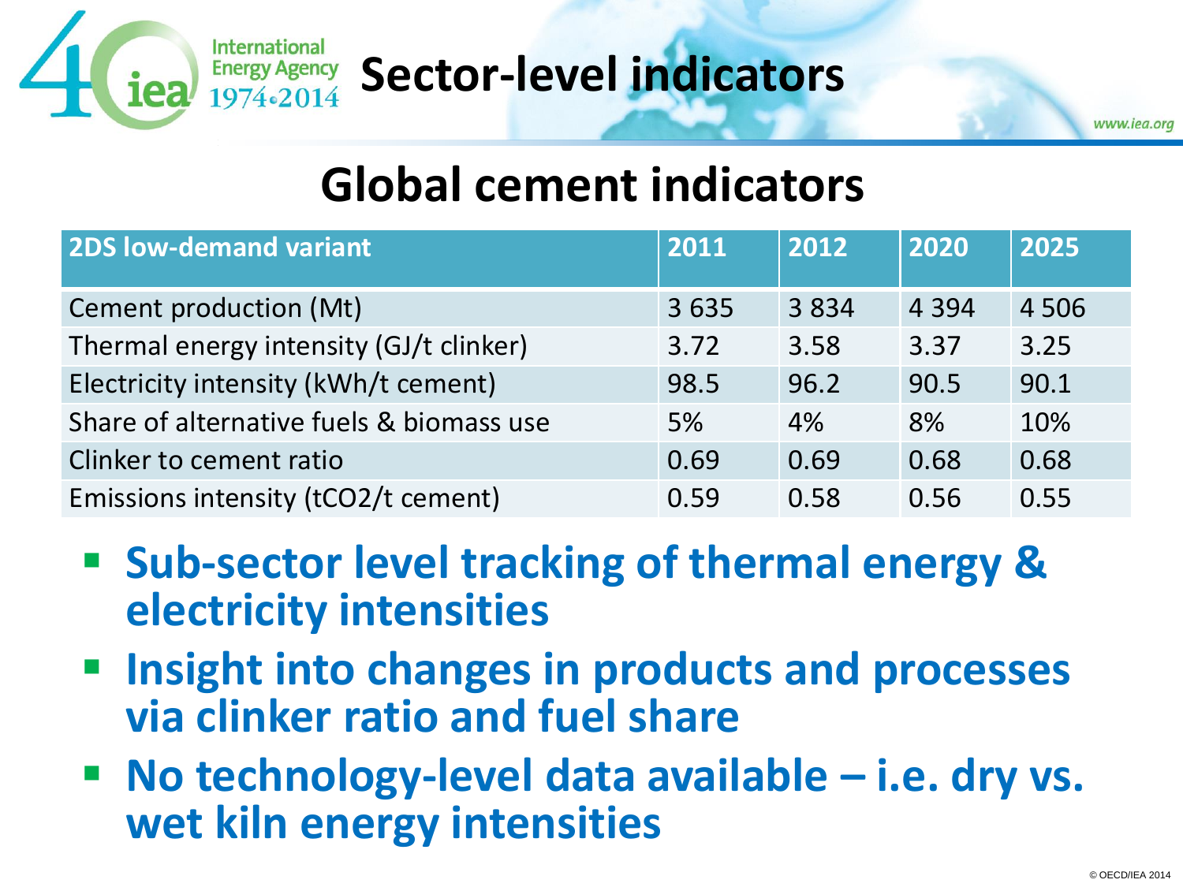# Sector-level indicators

## Global cement indicators

| 2DS low-demand variant | 2011 | 2012 | 2020 | 2025 |
|---|---|---|---|---|
| Cement production (Mt) | 3 635 | 3 834 | 4 394 | 4 506 |
| Thermal energy intensity (GJ/t clinker) | 3.72 | 3.58 | 3.37 | 3.25 |
| Electricity intensity (kWh/t cement) | 98.5 | 96.2 | 90.5 | 90.1 |
| Share of alternative fuels & biomass use | 5% | 4% | 8% | 10% |
| Clinker to cement ratio | 0.69 | 0.69 | 0.68 | 0.68 |
| Emissions intensity ($tCO_2$/t cement) | 0.59 | 0.58 | 0.56 | 0.55 |

- **Sub-sector level tracking of thermal energy & electricity intensities**
- **Insight into changes in products and processes via clinker ratio and fuel share**
- **No technology-level data available – i.e. dry vs. wet kiln energy intensities**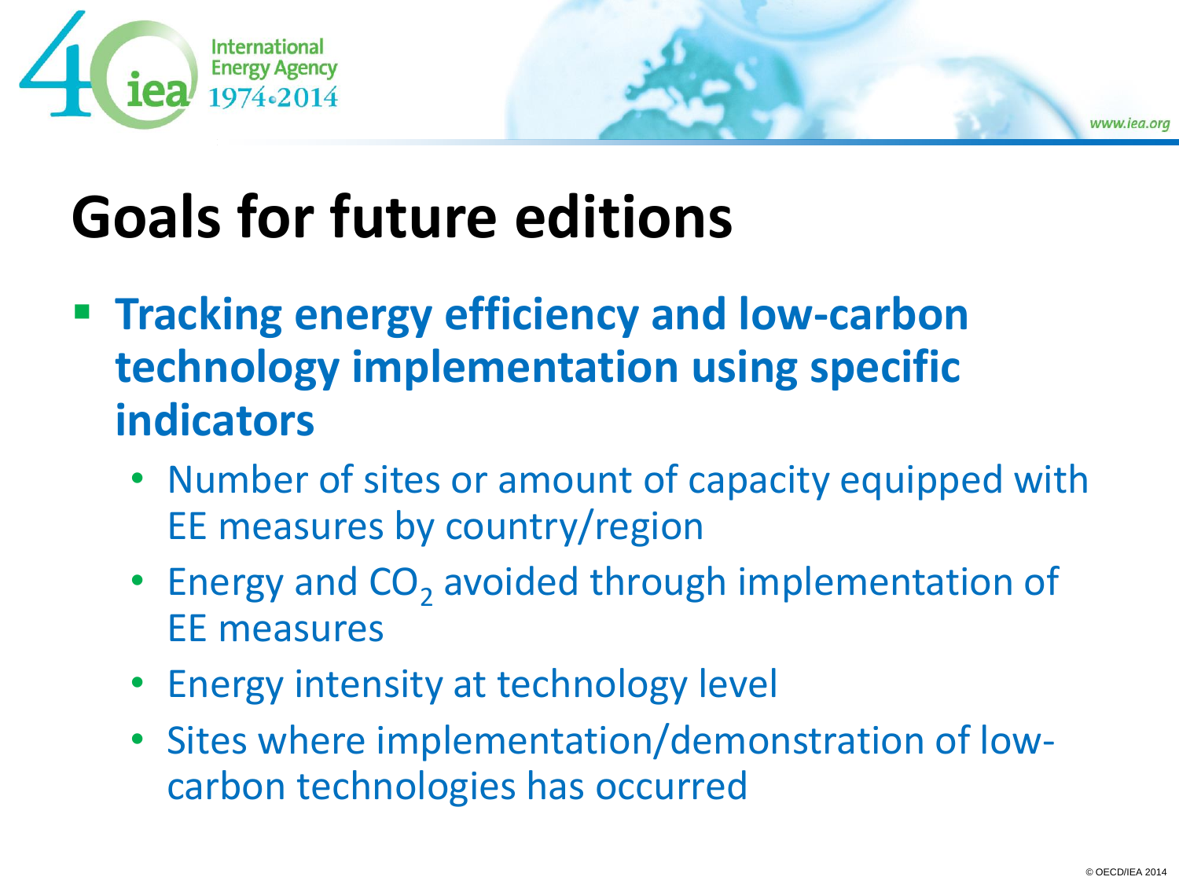# Goals for future editions

- **Tracking energy efficiency and low-carbon technology implementation using specific indicators**
  - Number of sites or amount of capacity equipped with EE measures by country/region
  - Energy and $CO_2$ avoided through implementation of EE measures
  - Energy intensity at technology level
  - Sites where implementation/demonstration of low-carbon technologies has occurred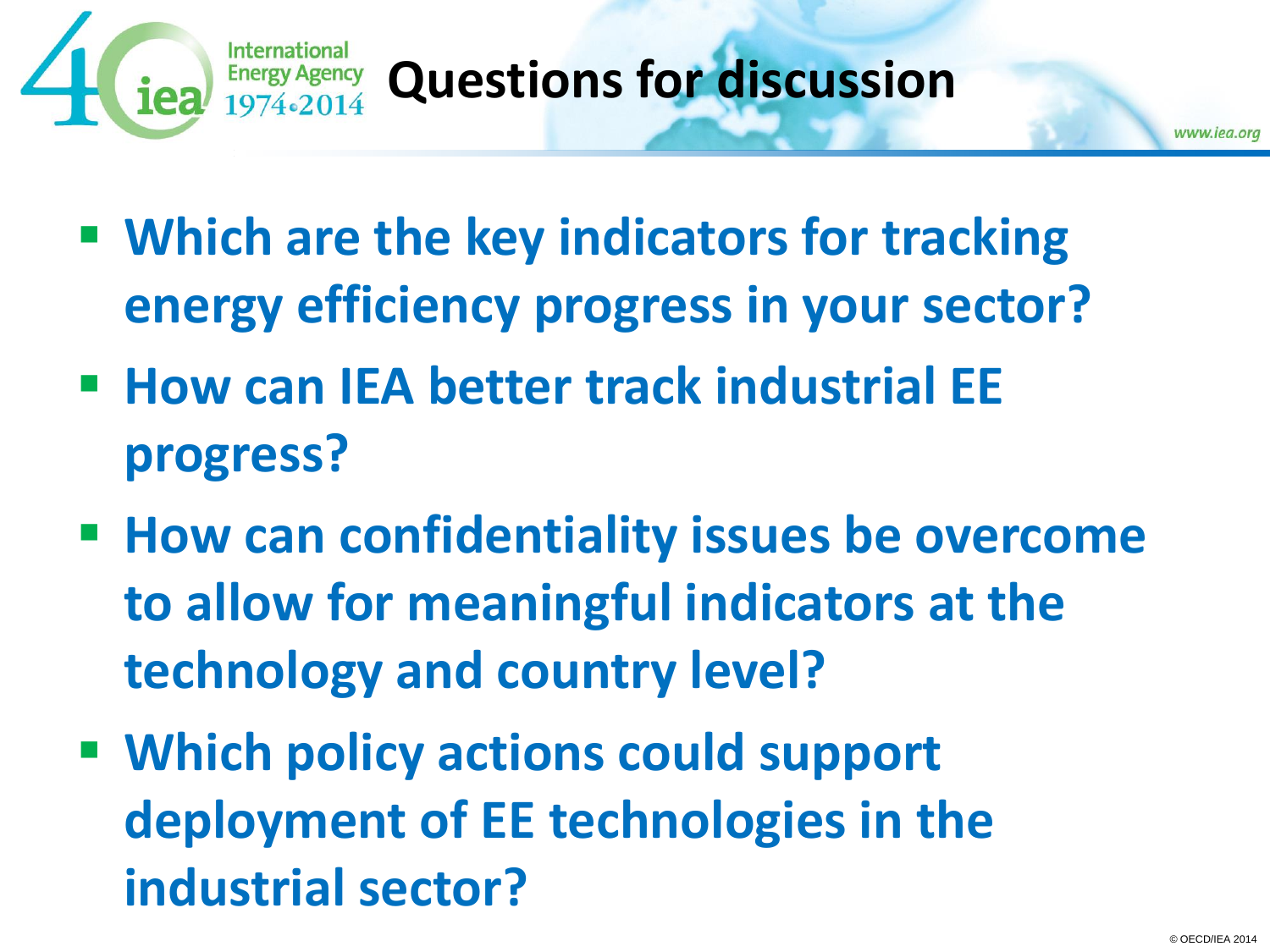# Questions for discussion

- **Which are the key indicators for tracking energy efficiency progress in your sector?**
- **How can IEA better track industrial EE progress?**
- **How can confidentiality issues be overcome to allow for meaningful indicators at the technology and country level?**
- **Which policy actions could support deployment of EE technologies in the industrial sector?**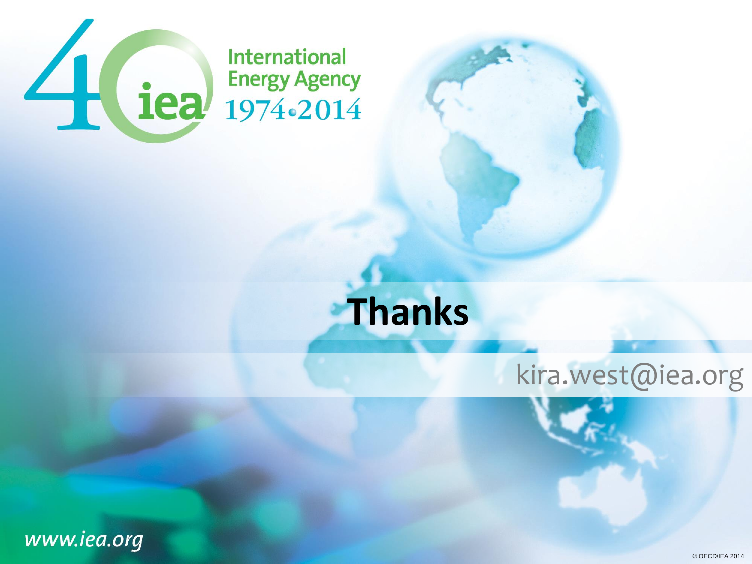International Energy Agency 1974•2014

# Thanks

kira.west@iea.org

www.iea.org

© OECD/IEA 2014